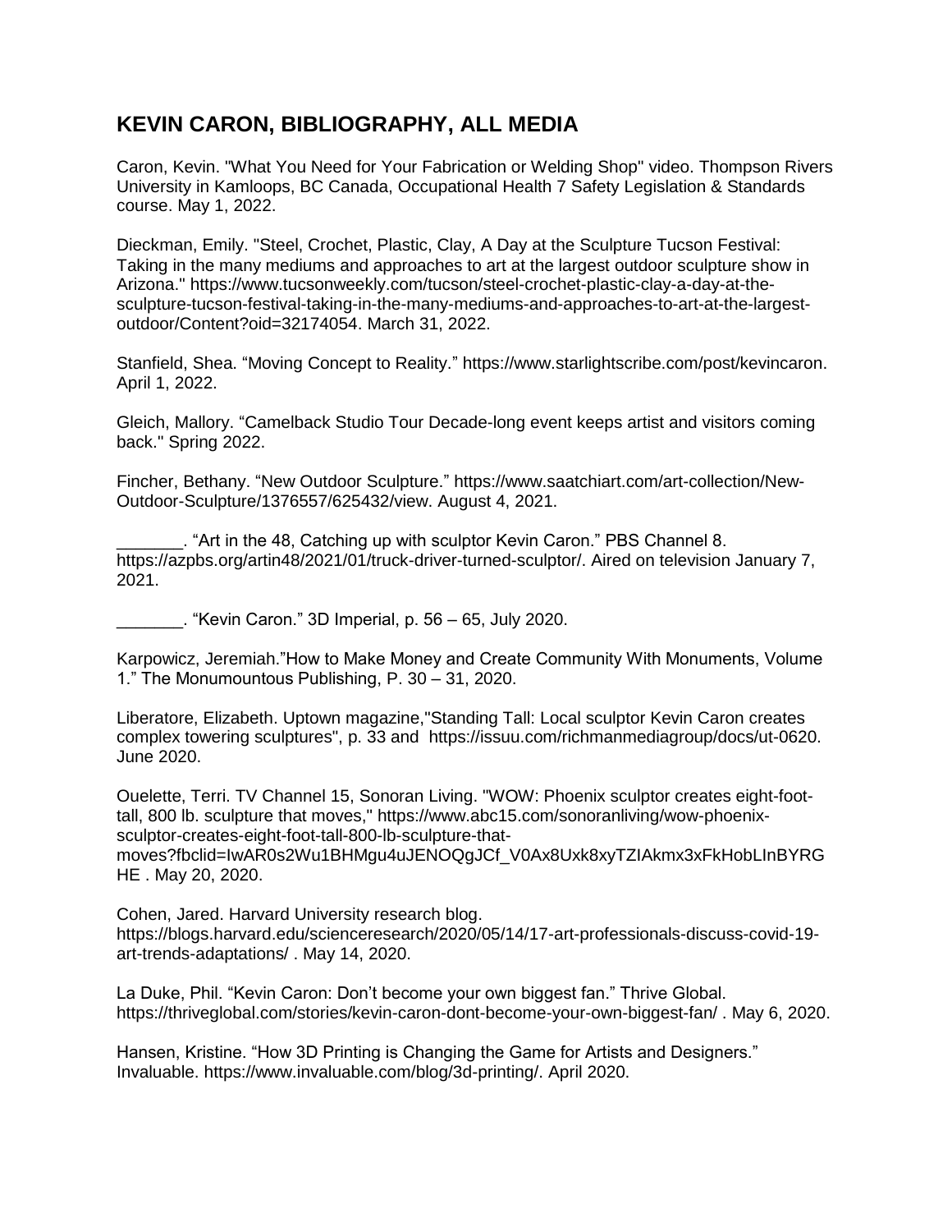## KEVIN CARON, BIBLIOGRAPHY, ALL MEDIA

Caron, Kevin. "What You Need for Your Fabrication or Welding Shop" video. Thompson Rivers University in Kamloops, BC Canada, Occupational Health 7 Safety Legislation & Standards course. May 1, 2022.

Dieckman, Emily. "Steel, Crochet, Plastic, Clay, A Day at the Sculpture Tucson Festival: Taking in the many mediums and approaches to art at the largest outdoor sculpture show in Arizona." https://www.tucsonweekly.com/tucson/steel-crochet-plastic-clay-a-day-at-the-sculpture-tucson-festival-taking-in-the-many-mediums-and-approaches-to-art-at-the-largest-outdoor/Content?oid=32174054. March 31, 2022.

Stanfield, Shea. "Moving Concept to Reality." https://www.starlightscribe.com/post/kevincaron. April 1, 2022.

Gleich, Mallory. "Camelback Studio Tour Decade-long event keeps artist and visitors coming back." Spring 2022.

Fincher, Bethany. "New Outdoor Sculpture." https://www.saatchiart.com/art-collection/New-Outdoor-Sculpture/1376557/625432/view. August 4, 2021.

_______. "Art in the 48, Catching up with sculptor Kevin Caron." PBS Channel 8. https://azpbs.org/artin48/2021/01/truck-driver-turned-sculptor/. Aired on television January 7, 2021.

_______. "Kevin Caron." 3D Imperial, p. 56 – 65, July 2020.

Karpowicz, Jeremiah."How to Make Money and Create Community With Monuments, Volume 1." The Monumountous Publishing, P. 30 – 31, 2020.

Liberatore, Elizabeth. Uptown magazine,"Standing Tall: Local sculptor Kevin Caron creates complex towering sculptures", p. 33 and https://issuu.com/richmanmediagroup/docs/ut-0620. June 2020.

Ouelette, Terri. TV Channel 15, Sonoran Living. "WOW: Phoenix sculptor creates eight-foot-tall, 800 lb. sculpture that moves," https://www.abc15.com/sonoranliving/wow-phoenix-sculptor-creates-eight-foot-tall-800-lb-sculpture-that-moves?fbclid=IwAR0s2Wu1BHMgu4uJENOQgJCf_V0Ax8Uxk8xyTZIAkmx3xFkHobLInBYRGHE . May 20, 2020.

Cohen, Jared. Harvard University research blog. https://blogs.harvard.edu/scienceresearch/2020/05/14/17-art-professionals-discuss-covid-19-art-trends-adaptations/ . May 14, 2020.

La Duke, Phil. "Kevin Caron: Don't become your own biggest fan." Thrive Global. https://thriveglobal.com/stories/kevin-caron-dont-become-your-own-biggest-fan/ . May 6, 2020.

Hansen, Kristine. "How 3D Printing is Changing the Game for Artists and Designers." Invaluable. https://www.invaluable.com/blog/3d-printing/. April 2020.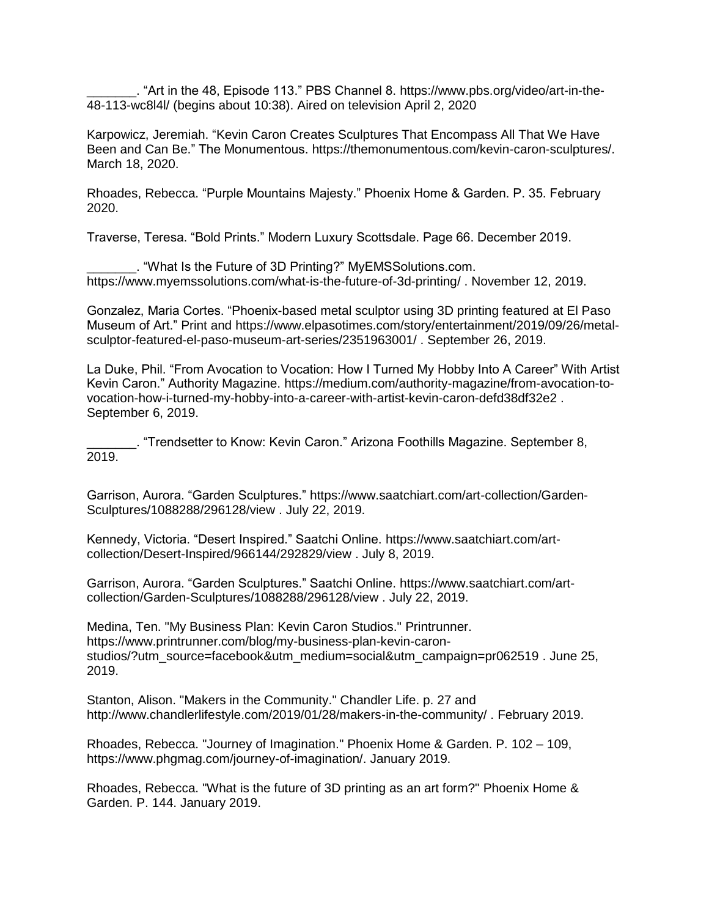_______. “Art in the 48, Episode 113.” PBS Channel 8. https://www.pbs.org/video/art-in-the-48-113-wc8l4l/ (begins about 10:38). Aired on television April 2, 2020

Karpowicz, Jeremiah. “Kevin Caron Creates Sculptures That Encompass All That We Have Been and Can Be.” The Monumentous. https://themonumentous.com/kevin-caron-sculptures/. March 18, 2020.

Rhoades, Rebecca. “Purple Mountains Majesty.” Phoenix Home & Garden. P. 35. February 2020.

Traverse, Teresa. “Bold Prints.” Modern Luxury Scottsdale. Page 66. December 2019.

_______. “What Is the Future of 3D Printing?” MyEMSSolutions.com. https://www.myemssolutions.com/what-is-the-future-of-3d-printing/ . November 12, 2019.

Gonzalez, Maria Cortes. “Phoenix-based metal sculptor using 3D printing featured at El Paso Museum of Art.” Print and https://www.elpasotimes.com/story/entertainment/2019/09/26/metal-sculptor-featured-el-paso-museum-art-series/2351963001/ . September 26, 2019.

La Duke, Phil. “From Avocation to Vocation: How I Turned My Hobby Into A Career” With Artist Kevin Caron.” Authority Magazine. https://medium.com/authority-magazine/from-avocation-to-vocation-how-i-turned-my-hobby-into-a-career-with-artist-kevin-caron-defd38df32e2 . September 6, 2019.

_______. “Trendsetter to Know: Kevin Caron.” Arizona Foothills Magazine. September 8, 2019.

Garrison, Aurora. “Garden Sculptures.” https://www.saatchiart.com/art-collection/Garden-Sculptures/1088288/296128/view . July 22, 2019.

Kennedy, Victoria. “Desert Inspired.” Saatchi Online. https://www.saatchiart.com/art-collection/Desert-Inspired/966144/292829/view . July 8, 2019.

Garrison, Aurora. “Garden Sculptures.” Saatchi Online. https://www.saatchiart.com/art-collection/Garden-Sculptures/1088288/296128/view . July 22, 2019.

Medina, Ten. "My Business Plan: Kevin Caron Studios." Printrunner. https://www.printrunner.com/blog/my-business-plan-kevin-caron-studios/?utm_source=facebook&utm_medium=social&utm_campaign=pr062519 . June 25, 2019.

Stanton, Alison. "Makers in the Community." Chandler Life. p. 27 and http://www.chandlerlifestyle.com/2019/01/28/makers-in-the-community/ . February 2019.

Rhoades, Rebecca. "Journey of Imagination." Phoenix Home & Garden. P. 102 – 109, https://www.phgmag.com/journey-of-imagination/. January 2019.

Rhoades, Rebecca. "What is the future of 3D printing as an art form?" Phoenix Home & Garden. P. 144. January 2019.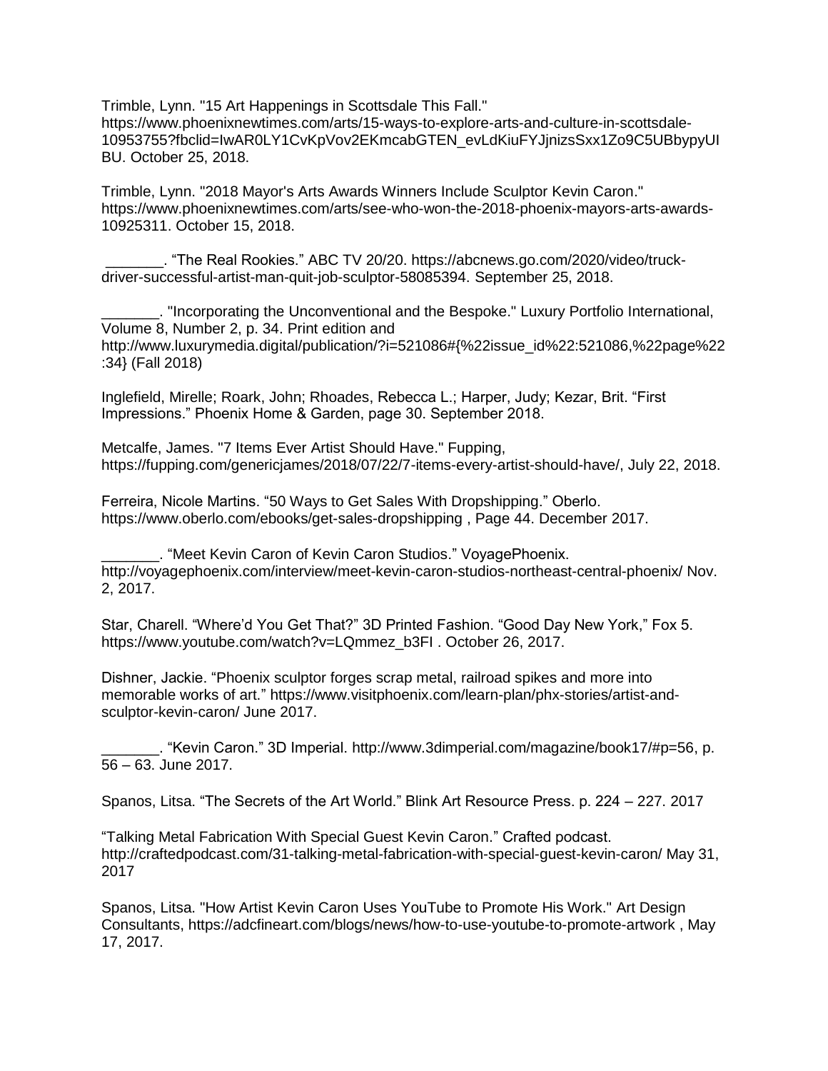Trimble, Lynn. "15 Art Happenings in Scottsdale This Fall." https://www.phoenixnewtimes.com/arts/15-ways-to-explore-arts-and-culture-in-scottsdale-10953755?fbclid=IwAR0LY1CvKpVov2EKmcabGTEN_evLdKiuFYJjnizsSxx1Zo9C5UBbypyUIBU. October 25, 2018.

Trimble, Lynn. "2018 Mayor's Arts Awards Winners Include Sculptor Kevin Caron." https://www.phoenixnewtimes.com/arts/see-who-won-the-2018-phoenix-mayors-arts-awards-10925311. October 15, 2018.

_______. "The Real Rookies." ABC TV 20/20. https://abcnews.go.com/2020/video/truck-driver-successful-artist-man-quit-job-sculptor-58085394. September 25, 2018.

_______. "Incorporating the Unconventional and the Bespoke." Luxury Portfolio International, Volume 8, Number 2, p. 34. Print edition and http://www.luxurymedia.digital/publication/?i=521086#{%22issue_id%22:521086,%22page%22:34} (Fall 2018)

Inglefield, Mirelle; Roark, John; Rhoades, Rebecca L.; Harper, Judy; Kezar, Brit. "First Impressions." Phoenix Home & Garden, page 30. September 2018.

Metcalfe, James. "7 Items Ever Artist Should Have." Fupping, https://fupping.com/genericjames/2018/07/22/7-items-every-artist-should-have/, July 22, 2018.

Ferreira, Nicole Martins. "50 Ways to Get Sales With Dropshipping." Oberlo. https://www.oberlo.com/ebooks/get-sales-dropshipping , Page 44. December 2017.

_______. "Meet Kevin Caron of Kevin Caron Studios." VoyagePhoenix. http://voyagephoenix.com/interview/meet-kevin-caron-studios-northeast-central-phoenix/ Nov. 2, 2017.

Star, Charell. "Where'd You Get That?" 3D Printed Fashion. "Good Day New York," Fox 5. https://www.youtube.com/watch?v=LQmmez_b3FI . October 26, 2017.

Dishner, Jackie. "Phoenix sculptor forges scrap metal, railroad spikes and more into memorable works of art." https://www.visitphoenix.com/learn-plan/phx-stories/artist-and-sculptor-kevin-caron/ June 2017.

_______. "Kevin Caron." 3D Imperial. http://www.3dimperial.com/magazine/book17/#p=56, p. 56 – 63. June 2017.

Spanos, Litsa. "The Secrets of the Art World." Blink Art Resource Press. p. 224 – 227. 2017

"Talking Metal Fabrication With Special Guest Kevin Caron." Crafted podcast. http://craftedpodcast.com/31-talking-metal-fabrication-with-special-guest-kevin-caron/ May 31, 2017

Spanos, Litsa. "How Artist Kevin Caron Uses YouTube to Promote His Work." Art Design Consultants, https://adcfineart.com/blogs/news/how-to-use-youtube-to-promote-artwork , May 17, 2017.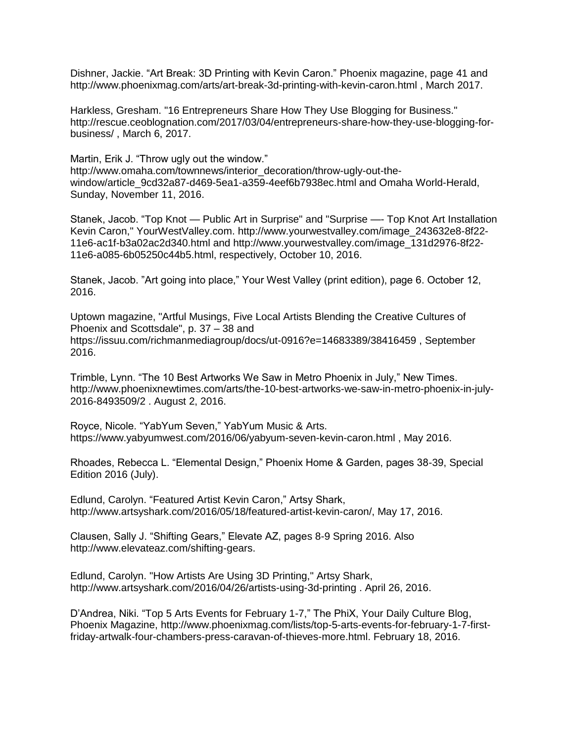Dishner, Jackie. “Art Break: 3D Printing with Kevin Caron.” Phoenix magazine, page 41 and http://www.phoenixmag.com/arts/art-break-3d-printing-with-kevin-caron.html , March 2017.

Harkless, Gresham. "16 Entrepreneurs Share How They Use Blogging for Business." http://rescue.ceoblognation.com/2017/03/04/entrepreneurs-share-how-they-use-blogging-for-business/ , March 6, 2017.

Martin, Erik J. “Throw ugly out the window.” http://www.omaha.com/townnews/interior_decoration/throw-ugly-out-the-window/article_9cd32a87-d469-5ea1-a359-4eef6b7938ec.html and Omaha World-Herald, Sunday, November 11, 2016.

Stanek, Jacob. “Top Knot — Public Art in Surprise" and "Surprise —- Top Knot Art Installation Kevin Caron," YourWestValley.com. http://www.yourwestvalley.com/image_243632e8-8f22-11e6-ac1f-b3a02ac2d340.html and http://www.yourwestvalley.com/image_131d2976-8f22-11e6-a085-6b05250c44b5.html, respectively, October 10, 2016.

Stanek, Jacob. ”Art going into place,” Your West Valley (print edition), page 6. October 12, 2016.

Uptown magazine, "Artful Musings, Five Local Artists Blending the Creative Cultures of Phoenix and Scottsdale", p. 37 – 38 and https://issuu.com/richmanmediagroup/docs/ut-0916?e=14683389/38416459 , September 2016.

Trimble, Lynn. “The 10 Best Artworks We Saw in Metro Phoenix in July,” New Times. http://www.phoenixnewtimes.com/arts/the-10-best-artworks-we-saw-in-metro-phoenix-in-july-2016-8493509/2 . August 2, 2016.

Royce, Nicole. “YabYum Seven,” YabYum Music & Arts. https://www.yabyumwest.com/2016/06/yabyum-seven-kevin-caron.html , May 2016.

Rhoades, Rebecca L. “Elemental Design,” Phoenix Home & Garden, pages 38-39, Special Edition 2016 (July).

Edlund, Carolyn. “Featured Artist Kevin Caron,” Artsy Shark, http://www.artsyshark.com/2016/05/18/featured-artist-kevin-caron/, May 17, 2016.

Clausen, Sally J. “Shifting Gears,” Elevate AZ, pages 8-9 Spring 2016. Also http://www.elevateaz.com/shifting-gears.

Edlund, Carolyn. "How Artists Are Using 3D Printing," Artsy Shark, http://www.artsyshark.com/2016/04/26/artists-using-3d-printing . April 26, 2016.

D’Andrea, Niki. “Top 5 Arts Events for February 1-7,” The PhiX, Your Daily Culture Blog, Phoenix Magazine, http://www.phoenixmag.com/lists/top-5-arts-events-for-february-1-7-first-friday-artwalk-four-chambers-press-caravan-of-thieves-more.html. February 18, 2016.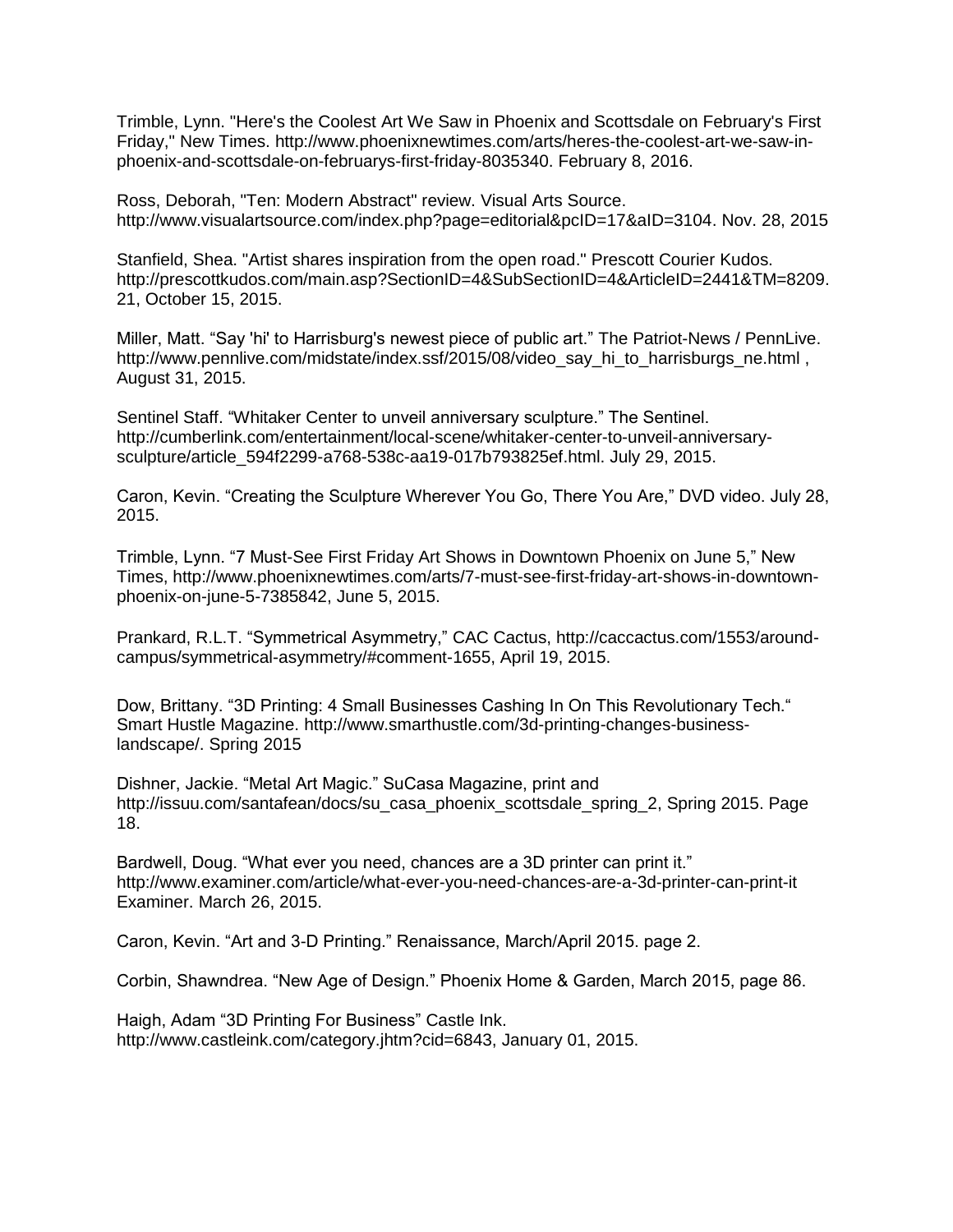Trimble, Lynn. "Here's the Coolest Art We Saw in Phoenix and Scottsdale on February's First Friday," New Times. http://www.phoenixnewtimes.com/arts/heres-the-coolest-art-we-saw-in-phoenix-and-scottsdale-on-februarys-first-friday-8035340. February 8, 2016.

Ross, Deborah, "Ten: Modern Abstract" review. Visual Arts Source. http://www.visualartsource.com/index.php?page=editorial&pcID=17&aID=3104. Nov. 28, 2015

Stanfield, Shea. "Artist shares inspiration from the open road." Prescott Courier Kudos. http://prescottkudos.com/main.asp?SectionID=4&SubSectionID=4&ArticleID=2441&TM=8209.21, October 15, 2015.

Miller, Matt. "Say 'hi' to Harrisburg's newest piece of public art." The Patriot-News / PennLive. http://www.pennlive.com/midstate/index.ssf/2015/08/video_say_hi_to_harrisburgs_ne.html , August 31, 2015.

Sentinel Staff. "Whitaker Center to unveil anniversary sculpture." The Sentinel. http://cumberlink.com/entertainment/local-scene/whitaker-center-to-unveil-anniversary-sculpture/article_594f2299-a768-538c-aa19-017b793825ef.html. July 29, 2015.

Caron, Kevin. "Creating the Sculpture Wherever You Go, There You Are," DVD video. July 28, 2015.

Trimble, Lynn. "7 Must-See First Friday Art Shows in Downtown Phoenix on June 5," New Times, http://www.phoenixnewtimes.com/arts/7-must-see-first-friday-art-shows-in-downtown-phoenix-on-june-5-7385842, June 5, 2015.

Prankard, R.L.T. "Symmetrical Asymmetry," CAC Cactus, http://caccactus.com/1553/around-campus/symmetrical-asymmetry/#comment-1655, April 19, 2015.

Dow, Brittany. "3D Printing: 4 Small Businesses Cashing In On This Revolutionary Tech." Smart Hustle Magazine. http://www.smarthustle.com/3d-printing-changes-business-landscape/. Spring 2015

Dishner, Jackie. "Metal Art Magic." SuCasa Magazine, print and http://issuu.com/santafean/docs/su_casa_phoenix_scottsdale_spring_2, Spring 2015. Page 18.

Bardwell, Doug. "What ever you need, chances are a 3D printer can print it." http://www.examiner.com/article/what-ever-you-need-chances-are-a-3d-printer-can-print-it Examiner. March 26, 2015.

Caron, Kevin. "Art and 3-D Printing." Renaissance, March/April 2015. page 2.

Corbin, Shawndrea. "New Age of Design." Phoenix Home & Garden, March 2015, page 86.

Haigh, Adam "3D Printing For Business" Castle Ink. http://www.castleink.com/category.jhtm?cid=6843, January 01, 2015.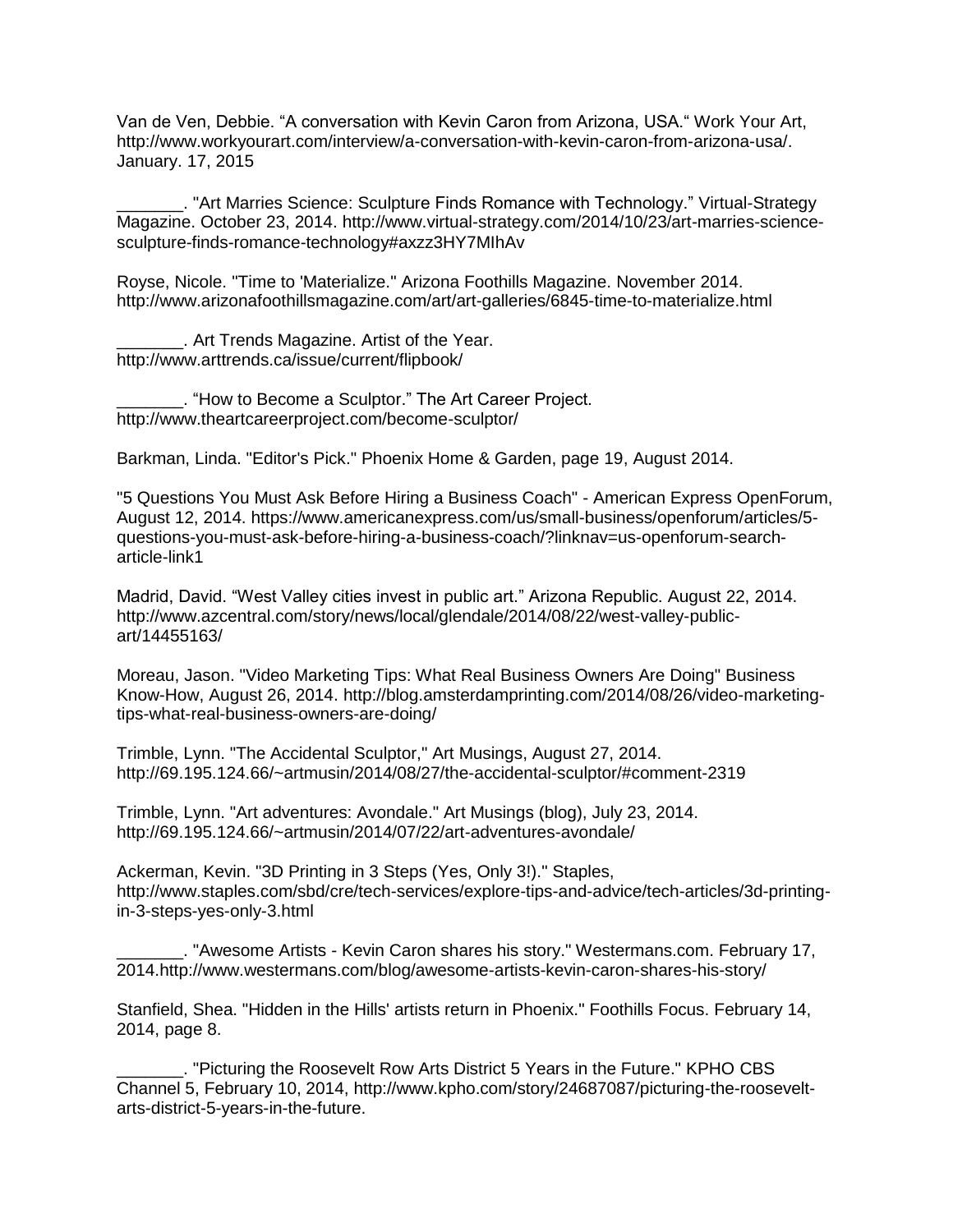Van de Ven, Debbie. “A conversation with Kevin Caron from Arizona, USA.“ Work Your Art, http://www.workyourart.com/interview/a-conversation-with-kevin-caron-from-arizona-usa/. January. 17, 2015

_______. "Art Marries Science: Sculpture Finds Romance with Technology.” Virtual-Strategy Magazine. October 23, 2014. http://www.virtual-strategy.com/2014/10/23/art-marries-science-sculpture-finds-romance-technology#axzz3HY7MIhAv

Royse, Nicole. "Time to 'Materialize." Arizona Foothills Magazine. November 2014. http://www.arizonafoothillsmagazine.com/art/art-galleries/6845-time-to-materialize.html

_______. Art Trends Magazine. Artist of the Year. http://www.arttrends.ca/issue/current/flipbook/

_______. “How to Become a Sculptor.” The Art Career Project. http://www.theartcareerproject.com/become-sculptor/

Barkman, Linda. "Editor's Pick." Phoenix Home & Garden, page 19, August 2014.

"5 Questions You Must Ask Before Hiring a Business Coach" - American Express OpenForum, August 12, 2014. https://www.americanexpress.com/us/small-business/openforum/articles/5-questions-you-must-ask-before-hiring-a-business-coach/?linknav=us-openforum-search-article-link1

Madrid, David. “West Valley cities invest in public art.” Arizona Republic. August 22, 2014. http://www.azcentral.com/story/news/local/glendale/2014/08/22/west-valley-public-art/14455163/

Moreau, Jason. "Video Marketing Tips: What Real Business Owners Are Doing" Business Know-How, August 26, 2014. http://blog.amsterdamprinting.com/2014/08/26/video-marketing-tips-what-real-business-owners-are-doing/

Trimble, Lynn. "The Accidental Sculptor," Art Musings, August 27, 2014. http://69.195.124.66/~artmusin/2014/08/27/the-accidental-sculptor/#comment-2319

Trimble, Lynn. "Art adventures: Avondale." Art Musings (blog), July 23, 2014. http://69.195.124.66/~artmusin/2014/07/22/art-adventures-avondale/

Ackerman, Kevin. "3D Printing in 3 Steps (Yes, Only 3!)." Staples, http://www.staples.com/sbd/cre/tech-services/explore-tips-and-advice/tech-articles/3d-printing-in-3-steps-yes-only-3.html

_______. "Awesome Artists - Kevin Caron shares his story." Westermans.com. February 17, 2014.http://www.westermans.com/blog/awesome-artists-kevin-caron-shares-his-story/

Stanfield, Shea. "Hidden in the Hills' artists return in Phoenix." Foothills Focus. February 14, 2014, page 8.

_______. "Picturing the Roosevelt Row Arts District 5 Years in the Future." KPHO CBS Channel 5, February 10, 2014, http://www.kpho.com/story/24687087/picturing-the-roosevelt-arts-district-5-years-in-the-future.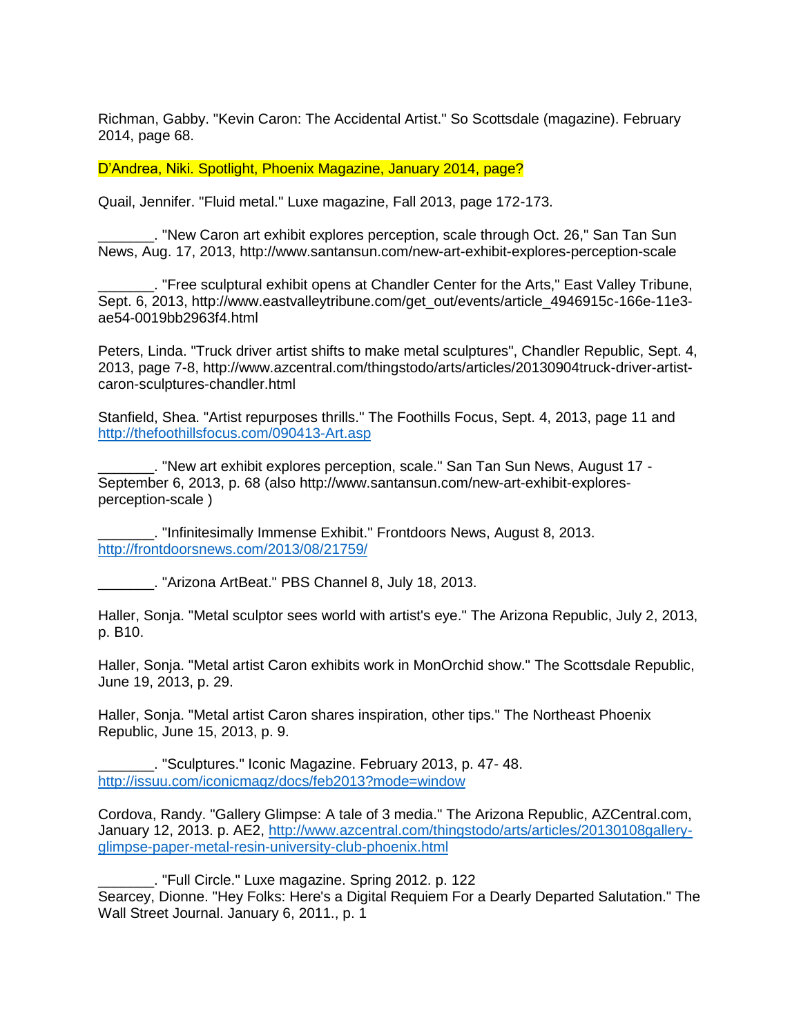Richman, Gabby. "Kevin Caron: The Accidental Artist." So Scottsdale (magazine). February 2014, page 68.

D'Andrea, Niki. Spotlight, Phoenix Magazine, January 2014, page?

Quail, Jennifer. "Fluid metal." Luxe magazine, Fall 2013, page 172-173.

_______. "New Caron art exhibit explores perception, scale through Oct. 26," San Tan Sun News, Aug. 17, 2013, http://www.santansun.com/new-art-exhibit-explores-perception-scale

_______. "Free sculptural exhibit opens at Chandler Center for the Arts," East Valley Tribune, Sept. 6, 2013, http://www.eastvalleytribune.com/get_out/events/article_4946915c-166e-11e3-ae54-0019bb2963f4.html

Peters, Linda. "Truck driver artist shifts to make metal sculptures", Chandler Republic, Sept. 4, 2013, page 7-8, http://www.azcentral.com/thingstodo/arts/articles/20130904truck-driver-artist-caron-sculptures-chandler.html

Stanfield, Shea. "Artist repurposes thrills." The Foothills Focus, Sept. 4, 2013, page 11 and http://thefoothillsfocus.com/090413-Art.asp

_______. "New art exhibit explores perception, scale." San Tan Sun News, August 17 - September 6, 2013, p. 68 (also http://www.santansun.com/new-art-exhibit-explores-perception-scale )

_______. "Infinitesimally Immense Exhibit." Frontdoors News, August 8, 2013. http://frontdoorsnews.com/2013/08/21759/

_______. "Arizona ArtBeat." PBS Channel 8, July 18, 2013.

Haller, Sonja. "Metal sculptor sees world with artist's eye." The Arizona Republic, July 2, 2013, p. B10.

Haller, Sonja. "Metal artist Caron exhibits work in MonOrchid show." The Scottsdale Republic, June 19, 2013, p. 29.

Haller, Sonja. "Metal artist Caron shares inspiration, other tips." The Northeast Phoenix Republic, June 15, 2013, p. 9.

_______. "Sculptures." Iconic Magazine. February 2013, p. 47- 48. http://issuu.com/iconicmagz/docs/feb2013?mode=window

Cordova, Randy. "Gallery Glimpse: A tale of 3 media." The Arizona Republic, AZCentral.com, January 12, 2013. p. AE2, http://www.azcentral.com/thingstodo/arts/articles/20130108gallery-glimpse-paper-metal-resin-university-club-phoenix.html

_______. "Full Circle." Luxe magazine. Spring 2012. p. 122

Searcey, Dionne. "Hey Folks: Here's a Digital Requiem For a Dearly Departed Salutation." The Wall Street Journal. January 6, 2011., p. 1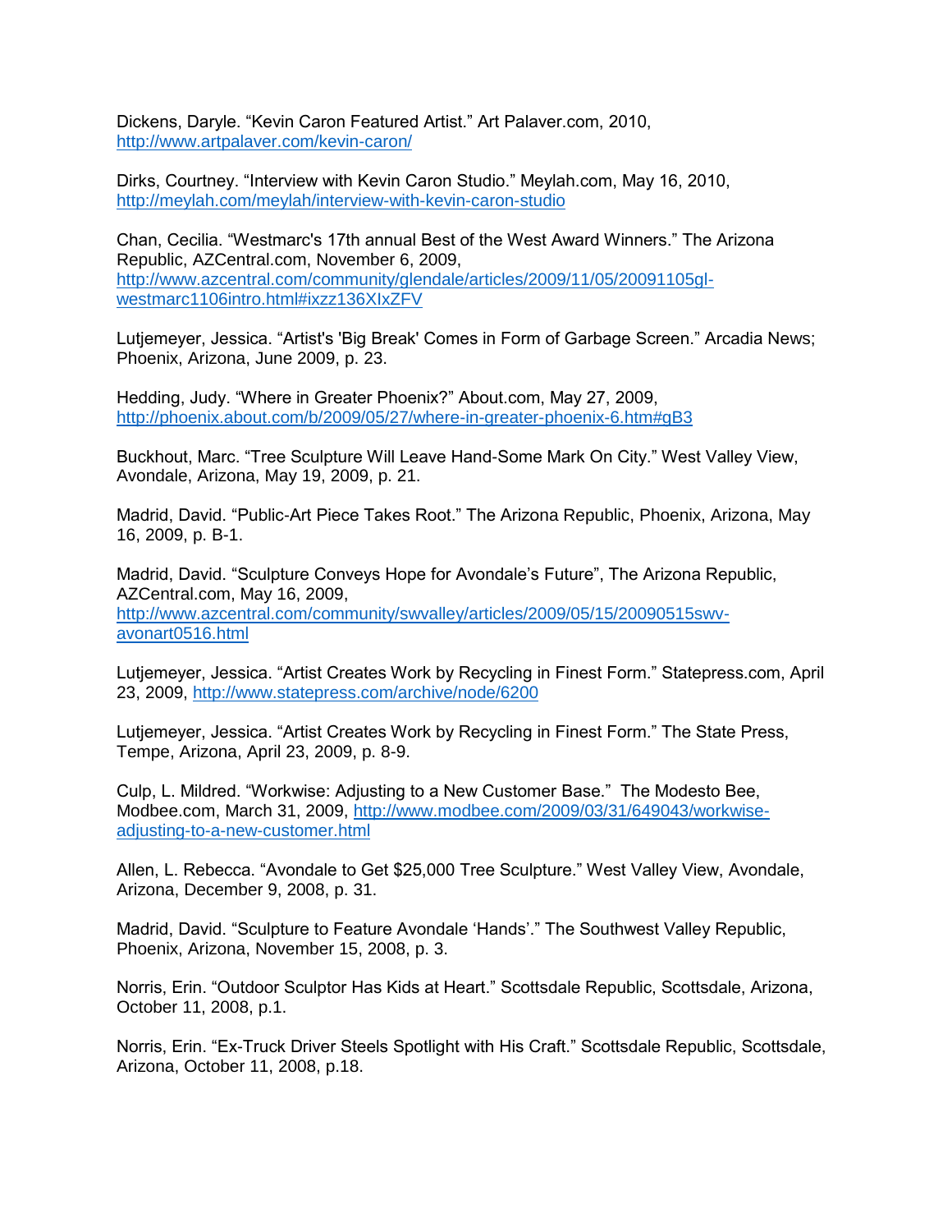Dickens, Daryle. “Kevin Caron Featured Artist.” Art Palaver.com, 2010, http://www.artpalaver.com/kevin-caron/

Dirks, Courtney. “Interview with Kevin Caron Studio.” Meylah.com, May 16, 2010, http://meylah.com/meylah/interview-with-kevin-caron-studio

Chan, Cecilia. “Westmarc's 17th annual Best of the West Award Winners.” The Arizona Republic, AZCentral.com, November 6, 2009, http://www.azcentral.com/community/glendale/articles/2009/11/05/20091105gl-westmarc1106intro.html#ixzz136XIxZFV

Lutjemeyer, Jessica. “Artist's 'Big Break' Comes in Form of Garbage Screen.” Arcadia News; Phoenix, Arizona, June 2009, p. 23.

Hedding, Judy. “Where in Greater Phoenix?” About.com, May 27, 2009, http://phoenix.about.com/b/2009/05/27/where-in-greater-phoenix-6.htm#gB3

Buckhout, Marc. “Tree Sculpture Will Leave Hand-Some Mark On City.” West Valley View, Avondale, Arizona, May 19, 2009, p. 21.

Madrid, David. “Public-Art Piece Takes Root.” The Arizona Republic, Phoenix, Arizona, May 16, 2009, p. B-1.

Madrid, David. “Sculpture Conveys Hope for Avondale’s Future”, The Arizona Republic, AZCentral.com, May 16, 2009, http://www.azcentral.com/community/swvalley/articles/2009/05/15/20090515swv-avonart0516.html

Lutjemeyer, Jessica. “Artist Creates Work by Recycling in Finest Form.” Statepress.com, April 23, 2009, http://www.statepress.com/archive/node/6200

Lutjemeyer, Jessica. “Artist Creates Work by Recycling in Finest Form.” The State Press, Tempe, Arizona, April 23, 2009, p. 8-9.

Culp, L. Mildred. “Workwise: Adjusting to a New Customer Base.” The Modesto Bee, Modbee.com, March 31, 2009, http://www.modbee.com/2009/03/31/649043/workwise-adjusting-to-a-new-customer.html

Allen, L. Rebecca. “Avondale to Get $25,000 Tree Sculpture.” West Valley View, Avondale, Arizona, December 9, 2008, p. 31.

Madrid, David. “Sculpture to Feature Avondale ‘Hands’.” The Southwest Valley Republic, Phoenix, Arizona, November 15, 2008, p. 3.

Norris, Erin. “Outdoor Sculptor Has Kids at Heart.” Scottsdale Republic, Scottsdale, Arizona, October 11, 2008, p.1.

Norris, Erin. “Ex-Truck Driver Steels Spotlight with His Craft.” Scottsdale Republic, Scottsdale, Arizona, October 11, 2008, p.18.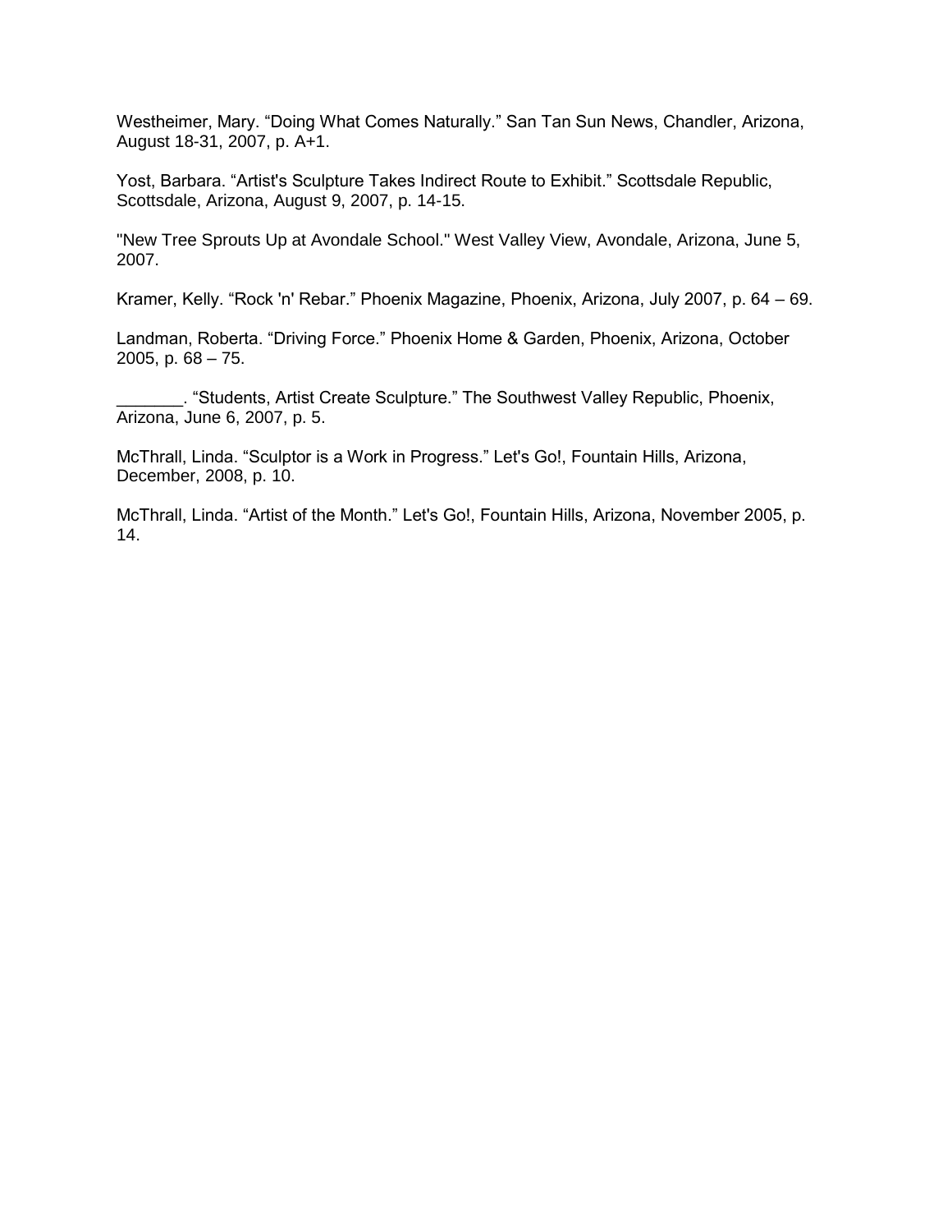Westheimer, Mary. “Doing What Comes Naturally.” San Tan Sun News, Chandler, Arizona, August 18-31, 2007, p. A+1.

Yost, Barbara. “Artist's Sculpture Takes Indirect Route to Exhibit.” Scottsdale Republic, Scottsdale, Arizona, August 9, 2007, p. 14-15.

"New Tree Sprouts Up at Avondale School." West Valley View, Avondale, Arizona, June 5, 2007.

Kramer, Kelly. “Rock 'n' Rebar.” Phoenix Magazine, Phoenix, Arizona, July 2007, p. 64 – 69.

Landman, Roberta. “Driving Force.” Phoenix Home & Garden, Phoenix, Arizona, October 2005, p. 68 – 75.

_______. “Students, Artist Create Sculpture.” The Southwest Valley Republic, Phoenix, Arizona, June 6, 2007, p. 5.

McThrall, Linda. “Sculptor is a Work in Progress.” Let's Go!, Fountain Hills, Arizona, December, 2008, p. 10.

McThrall, Linda. “Artist of the Month.” Let's Go!, Fountain Hills, Arizona, November 2005, p. 14.